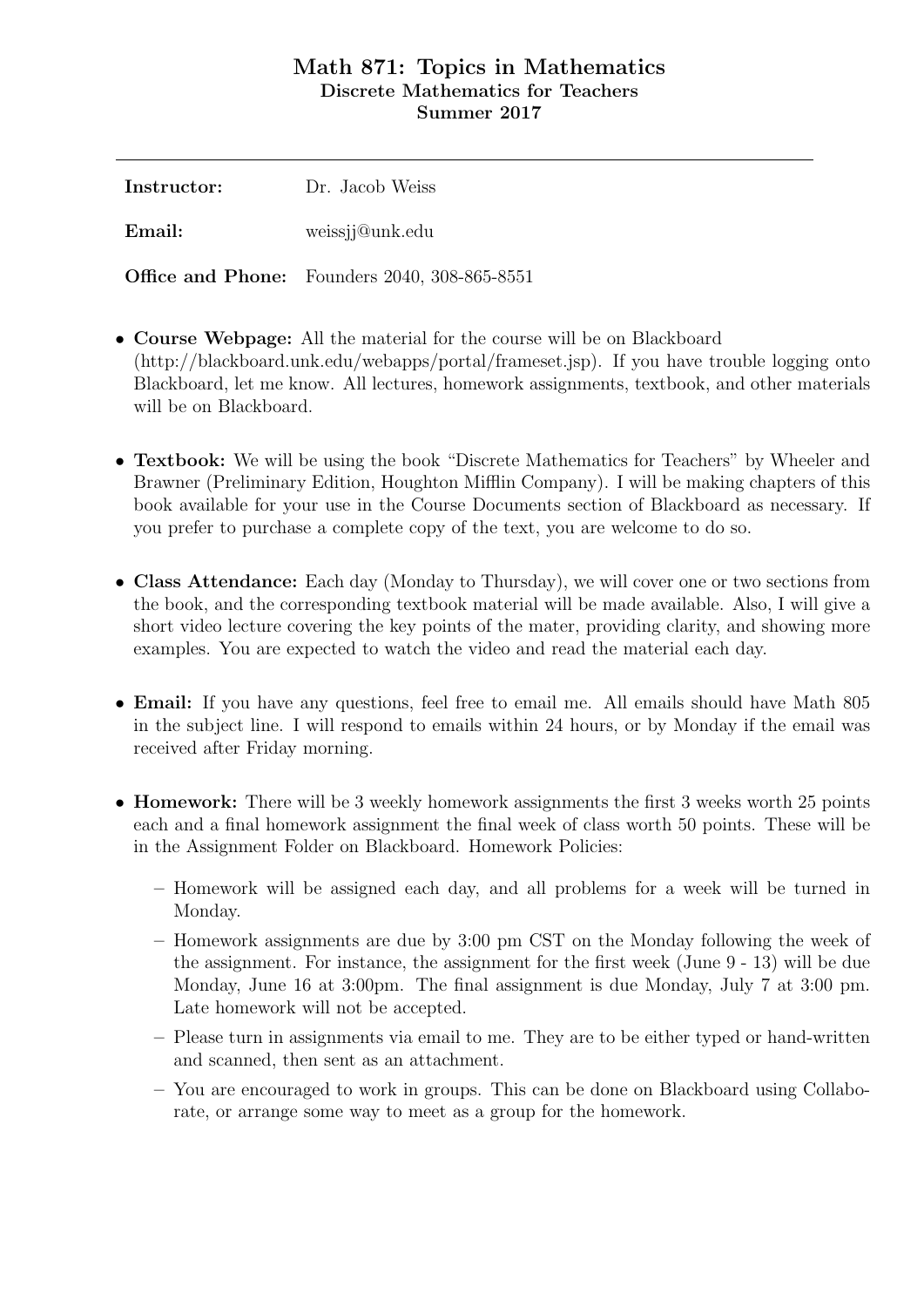# Math 871: Topics in Mathematics
## Discrete Mathematics for Teachers
## Summer 2017

---

| | |
|---|---|
| **Instructor:** | Dr. Jacob Weiss |
| **Email:** | weissjj@unk.edu |
| **Office and Phone:** | Founders 2040, 308-865-8551 |

- **Course Webpage:** All the material for the course will be on Blackboard (http://blackboard.unk.edu/webapps/portal/frameset.jsp). If you have trouble logging onto Blackboard, let me know. All lectures, homework assignments, textbook, and other materials will be on Blackboard.

- **Textbook:** We will be using the book "Discrete Mathematics for Teachers" by Wheeler and Brawner (Preliminary Edition, Houghton Mifflin Company). I will be making chapters of this book available for your use in the Course Documents section of Blackboard as necessary. If you prefer to purchase a complete copy of the text, you are welcome to do so.

- **Class Attendance:** Each day (Monday to Thursday), we will cover one or two sections from the book, and the corresponding textbook material will be made available. Also, I will give a short video lecture covering the key points of the mater, providing clarity, and showing more examples. You are expected to watch the video and read the material each day.

- **Email:** If you have any questions, feel free to email me. All emails should have Math 805 in the subject line. I will respond to emails within 24 hours, or by Monday if the email was received after Friday morning.

- **Homework:** There will be 3 weekly homework assignments the first 3 weeks worth 25 points each and a final homework assignment the final week of class worth 50 points. These will be in the Assignment Folder on Blackboard. Homework Policies:
  - Homework will be assigned each day, and all problems for a week will be turned in Monday.
  - Homework assignments are due by 3:00 pm CST on the Monday following the week of the assignment. For instance, the assignment for the first week (June 9 - 13) will be due Monday, June 16 at 3:00pm. The final assignment is due Monday, July 7 at 3:00 pm. Late homework will not be accepted.
  - Please turn in assignments via email to me. They are to be either typed or hand-written and scanned, then sent as an attachment.
  - You are encouraged to work in groups. This can be done on Blackboard using Collaborate, or arrange some way to meet as a group for the homework.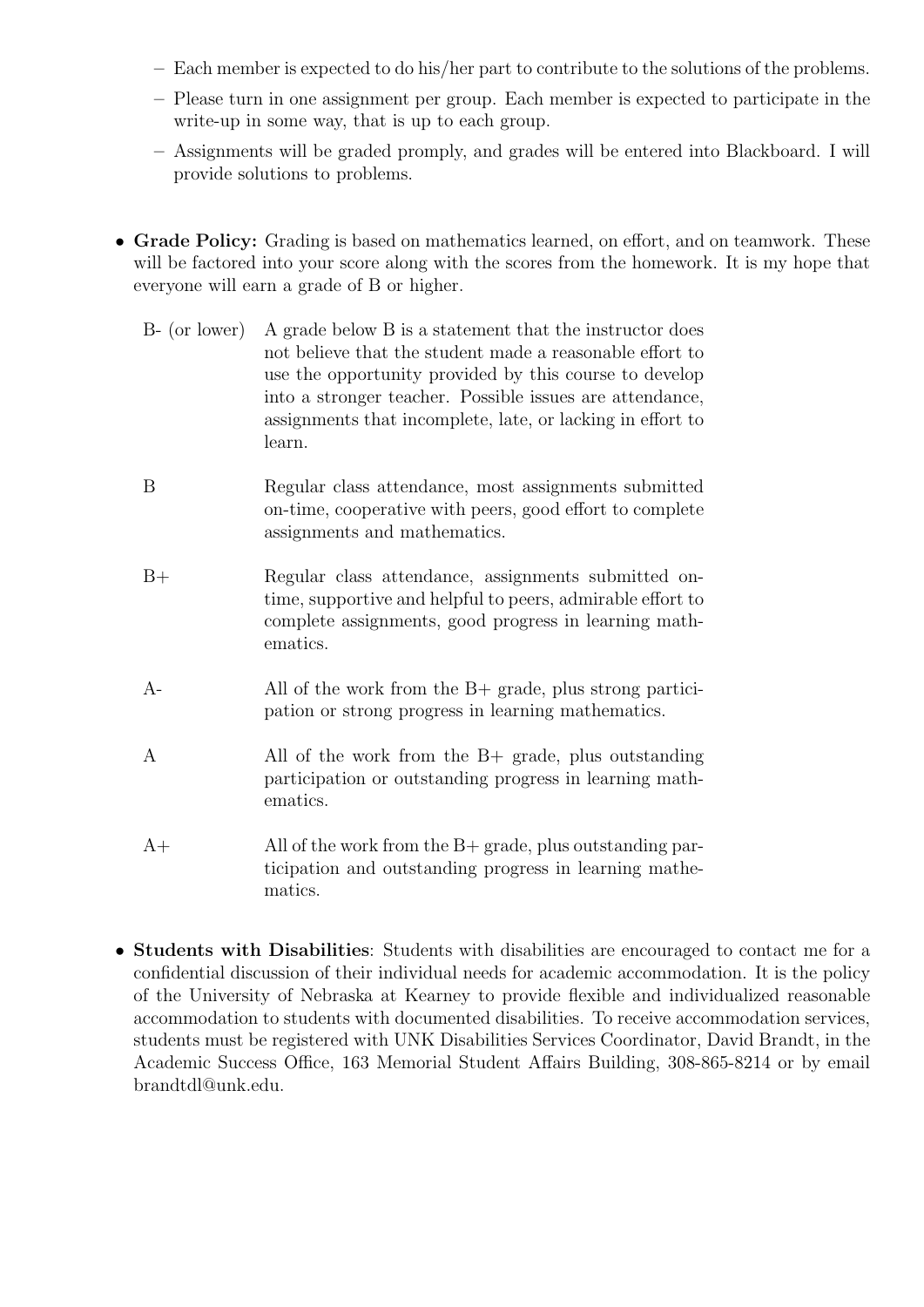- Each member is expected to do his/her part to contribute to the solutions of the problems.
  - Please turn in one assignment per group. Each member is expected to participate in the write-up in some way, that is up to each group.
  - Assignments will be graded promply, and grades will be entered into Blackboard. I will provide solutions to problems.

- **Grade Policy:** Grading is based on mathematics learned, on effort, and on teamwork. These will be factored into your score along with the scores from the homework. It is my hope that everyone will earn a grade of B or higher.

| | |
|---|---|
| B- (or lower) | A grade below B is a statement that the instructor does not believe that the student made a reasonable effort to use the opportunity provided by this course to develop into a stronger teacher. Possible issues are attendance, assignments that incomplete, late, or lacking in effort to learn. |
| B | Regular class attendance, most assignments submitted on-time, cooperative with peers, good effort to complete assignments and mathematics. |
| B+ | Regular class attendance, assignments submitted on-time, supportive and helpful to peers, admirable effort to complete assignments, good progress in learning mathematics. |
| A- | All of the work from the B+ grade, plus strong participation or strong progress in learning mathematics. |
| A | All of the work from the B+ grade, plus outstanding participation or outstanding progress in learning mathematics. |
| A+ | All of the work from the B+ grade, plus outstanding participation and outstanding progress in learning mathematics. |

- **Students with Disabilities**: Students with disabilities are encouraged to contact me for a confidential discussion of their individual needs for academic accommodation. It is the policy of the University of Nebraska at Kearney to provide flexible and individualized reasonable accommodation to students with documented disabilities. To receive accommodation services, students must be registered with UNK Disabilities Services Coordinator, David Brandt, in the Academic Success Office, 163 Memorial Student Affairs Building, 308-865-8214 or by email brandtdl@unk.edu.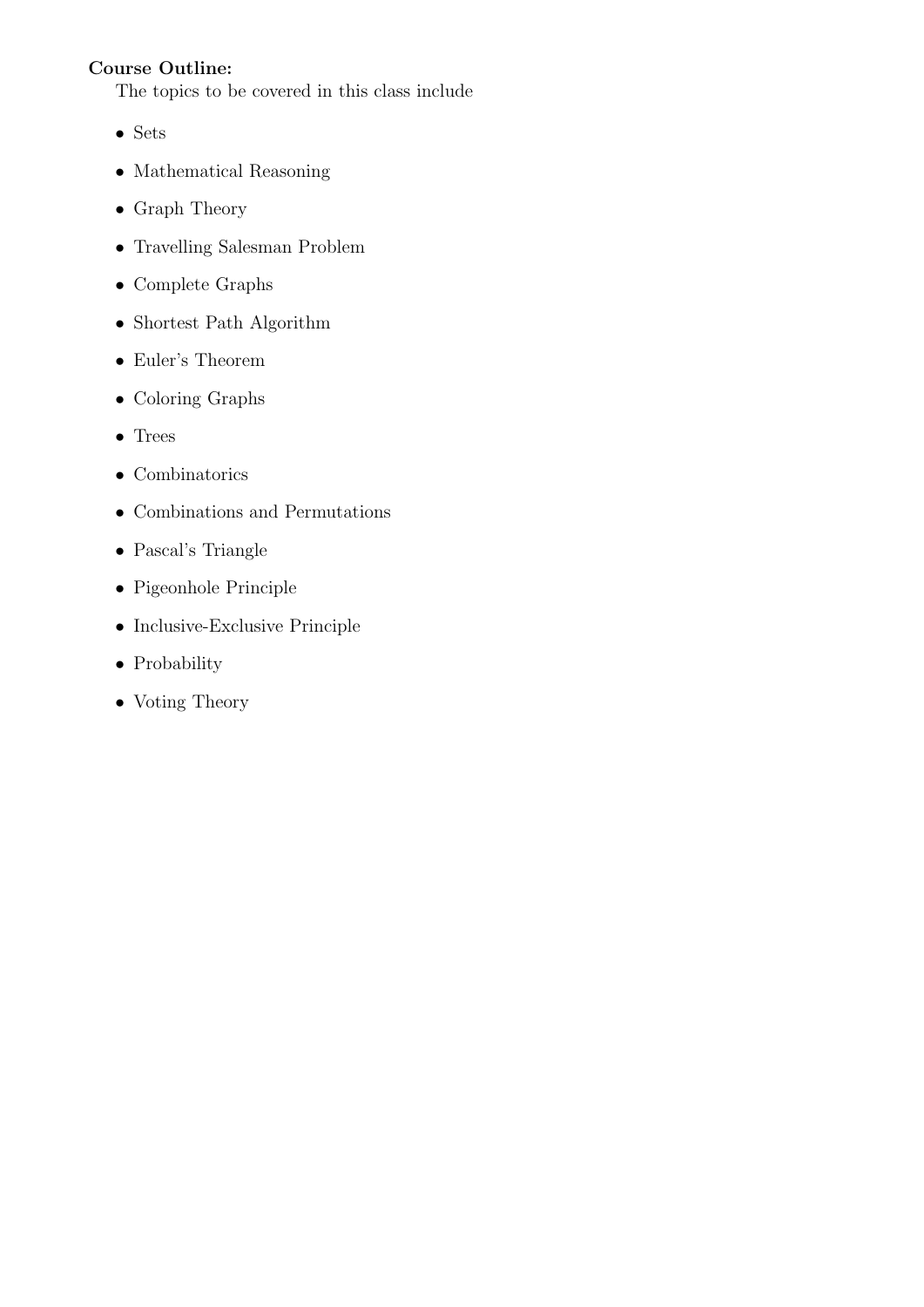**Course Outline:**

The topics to be covered in this class include

- Sets
- Mathematical Reasoning
- Graph Theory
- Travelling Salesman Problem
- Complete Graphs
- Shortest Path Algorithm
- Euler's Theorem
- Coloring Graphs
- Trees
- Combinatorics
- Combinations and Permutations
- Pascal's Triangle
- Pigeonhole Principle
- Inclusive-Exclusive Principle
- Probability
- Voting Theory